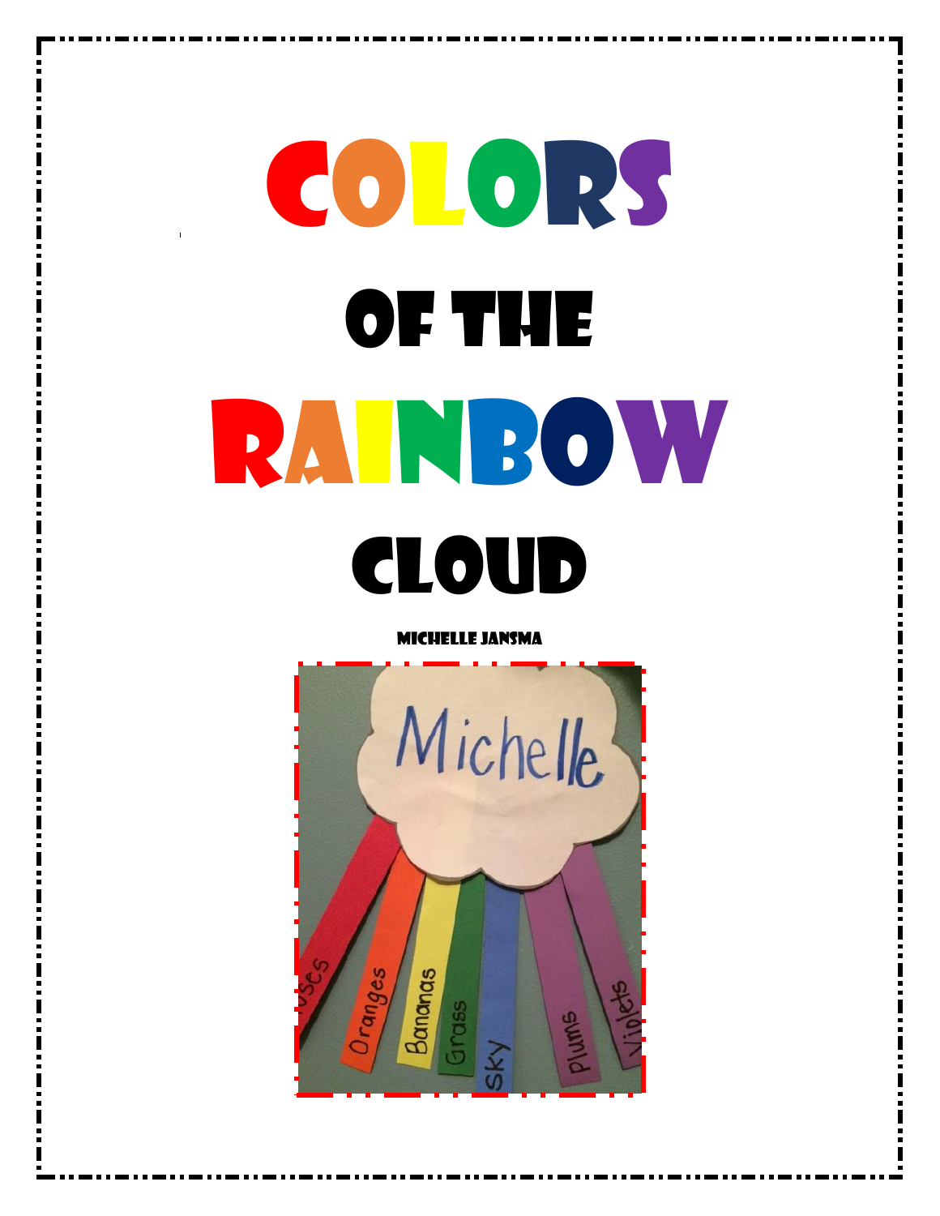# Colors of the Rainbow Cloud

Michelle Jansma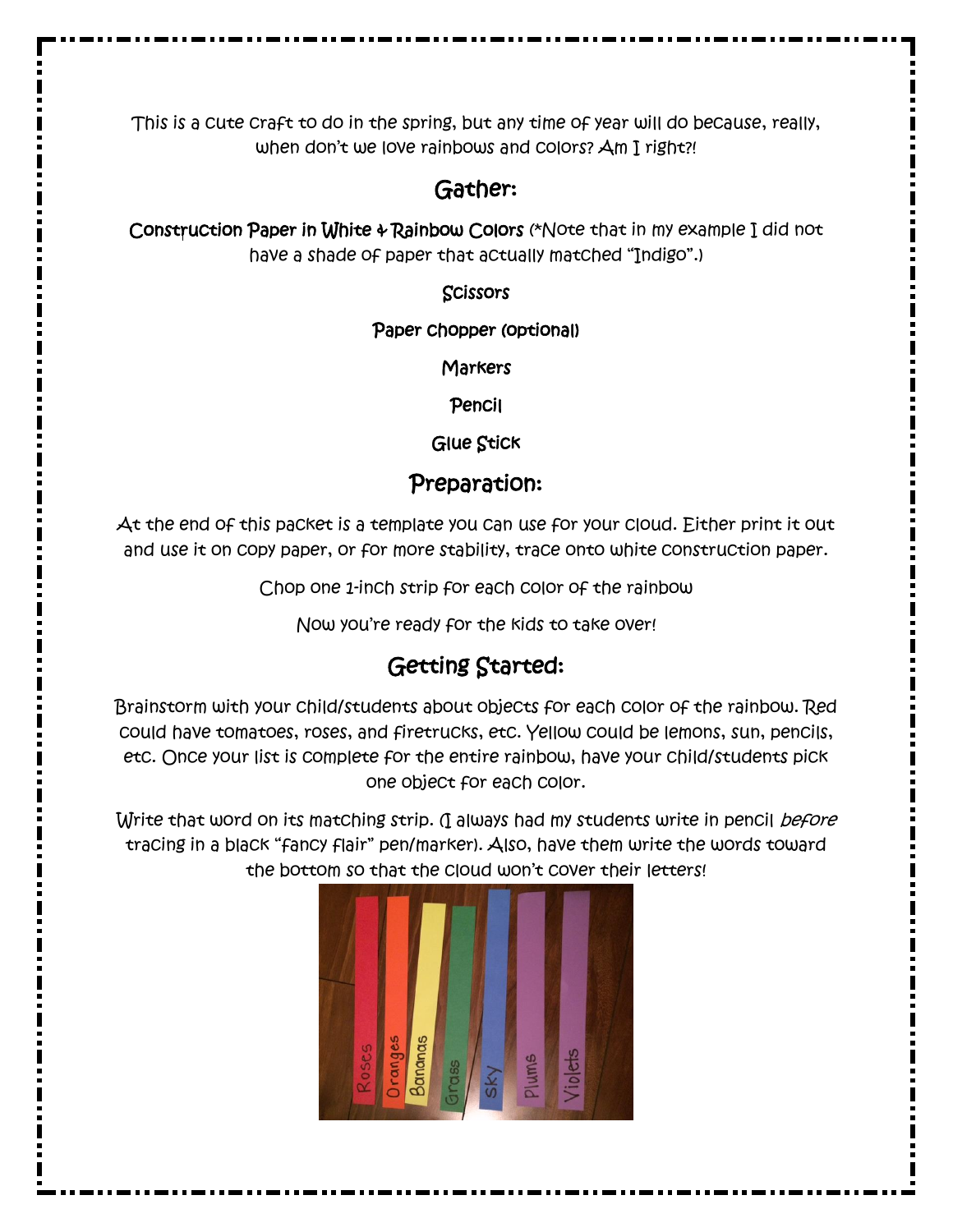This is a cute craft to do in the spring, but any time of year will do because, really, when don't we love rainbows and colors? Am I right?!

## Gather:

**Construction Paper in White & Rainbow Colors** (*Note that in my example I did not have a shade of paper that actually matched "Indigo".)

**Scissors**

**Paper chopper (optional)**

**Markers**

**Pencil**

**Glue Stick**

## Preparation:

At the end of this packet is a template you can use for your cloud. Either print it out and use it on copy paper, or for more stability, trace onto white construction paper.

Chop one 1-inch strip for each color of the rainbow

Now you're ready for the kids to take over!

## Getting Started:

Brainstorm with your child/students about objects for each color of the rainbow. Red could have tomatoes, roses, and firetrucks, etc. Yellow could be lemons, sun, pencils, etc. Once your list is complete for the entire rainbow, have your child/students pick one object for each color.

Write that word on its matching strip. (I always had my students write in pencil *before* tracing in a black "fancy flair" pen/marker). Also, have them write the words toward the bottom so that the cloud won't cover their letters!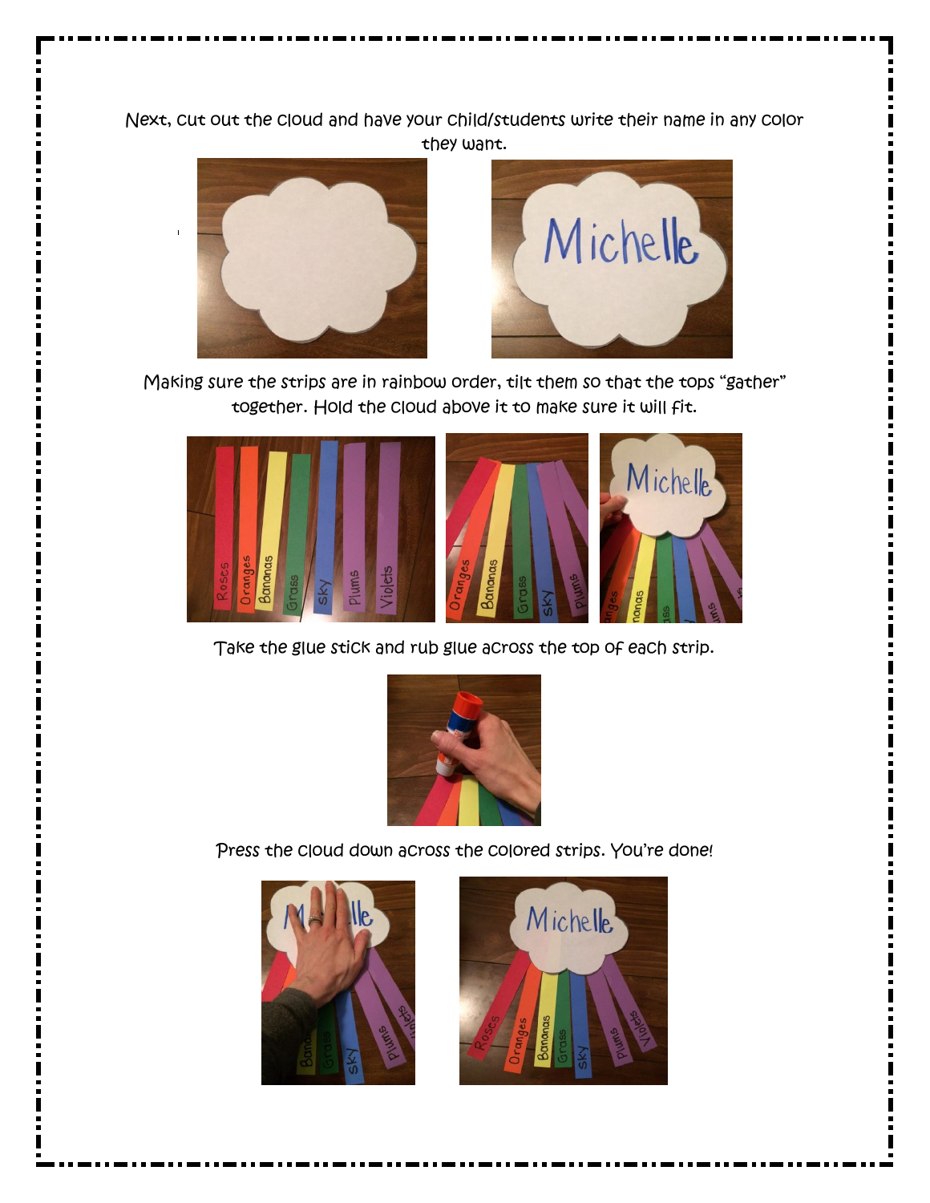Next, cut out the cloud and have your child/students write their name in any color they want.

Making sure the strips are in rainbow order, tilt them so that the tops "gather" together. Hold the cloud above it to make sure it will fit.

Take the glue stick and rub glue across the top of each strip.

Press the cloud down across the colored strips. You're done!